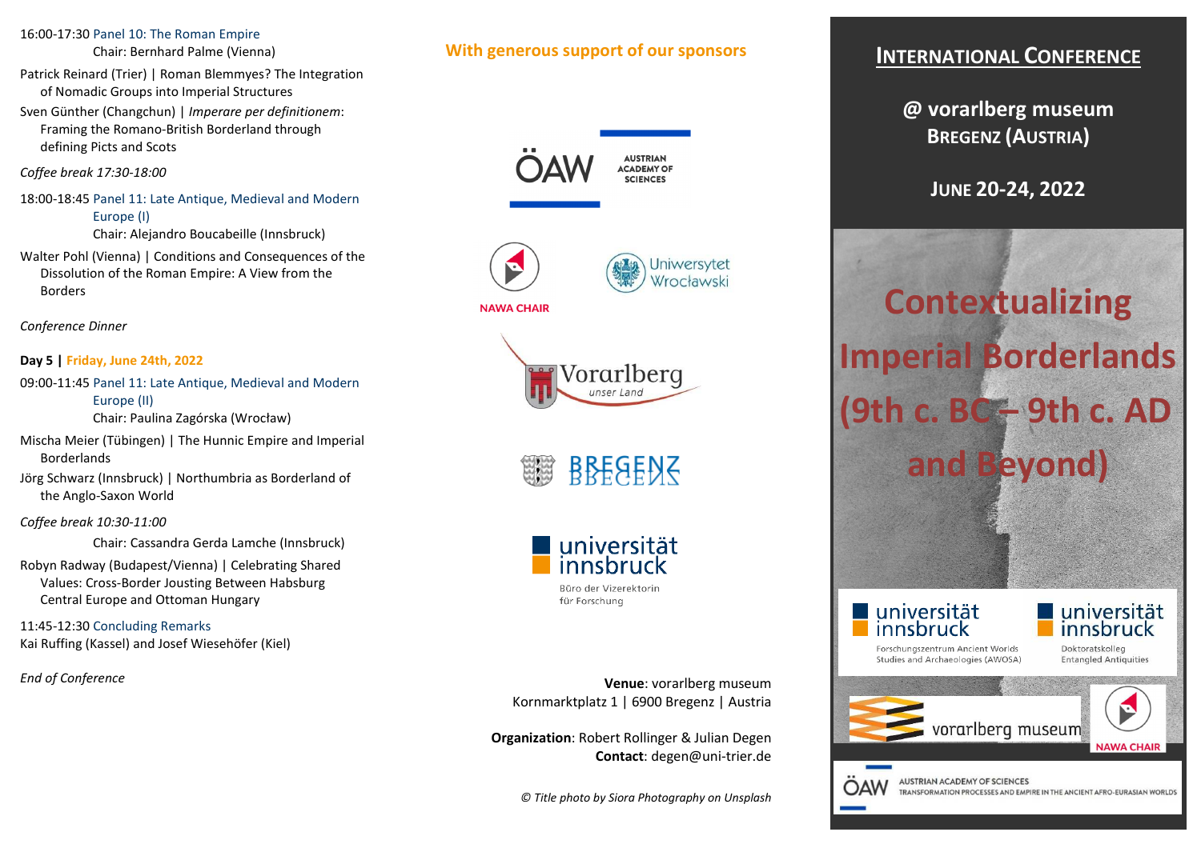16:00-17:30 Panel 10: The Roman Empire
Chair: Bernhard Palme (Vienna)

Patrick Reinard (Trier) | Roman Blemmyes? The Integration of Nomadic Groups into Imperial Structures

Sven Günther (Changchun) | *Imperare per definitionem*: Framing the Romano-British Borderland through defining Picts and Scots

*Coffee break 17:30-18:00*

18:00-18:45 Panel 11: Late Antique, Medieval and Modern Europe (I)
Chair: Alejandro Boucabeille (Innsbruck)

Walter Pohl (Vienna) | Conditions and Consequences of the Dissolution of the Roman Empire: A View from the Borders

*Conference Dinner*

**Day 5 | Friday, June 24th, 2022**

09:00-11:45 Panel 11: Late Antique, Medieval and Modern Europe (II)
Chair: Paulina Zagórska (Wrocław)

Mischa Meier (Tübingen) | The Hunnic Empire and Imperial Borderlands

Jörg Schwarz (Innsbruck) | Northumbria as Borderland of the Anglo-Saxon World

*Coffee break 10:30-11:00*

Chair: Cassandra Gerda Lamche (Innsbruck)

Robyn Radway (Budapest/Vienna) | Celebrating Shared Values: Cross-Border Jousting Between Habsburg Central Europe and Ottoman Hungary

11:45-12:30 Concluding Remarks
Kai Ruffing (Kassel) and Josef Wiesehöfer (Kiel)

*End of Conference*

**With generous support of our sponsors**

ÖAW Austrian Academy of Sciences

NAWA Chair

Uniwersytet Wrocławski

Vorarlberg unser Land

Bregenz

universität innsbruck
Büro der Vizerektorin für Forschung

**Venue**: vorarlberg museum
Kornmarktplatz 1 | 6900 Bregenz | Austria

**Organization**: Robert Rollinger & Julian Degen
**Contact**: degen@uni-trier.de

*© Title photo by Siora Photography on Unsplash*

# International Conference

## @ vorarlberg museum
## Bregenz (Austria)

## June 20-24, 2022

# Contextualizing Imperial Borderlands (9th c. BC – 9th c. AD and Beyond)

universität innsbruck
Forschungszentrum Ancient Worlds Studies and Archaeologies (AWOSA)

universität innsbruck
Doktoratskolleg Entangled Antiquities

vorarlberg museum

NAWA Chair

ÖAW Austrian Academy of Sciences
Transformation Processes and Empire in the Ancient Afro-Eurasian Worlds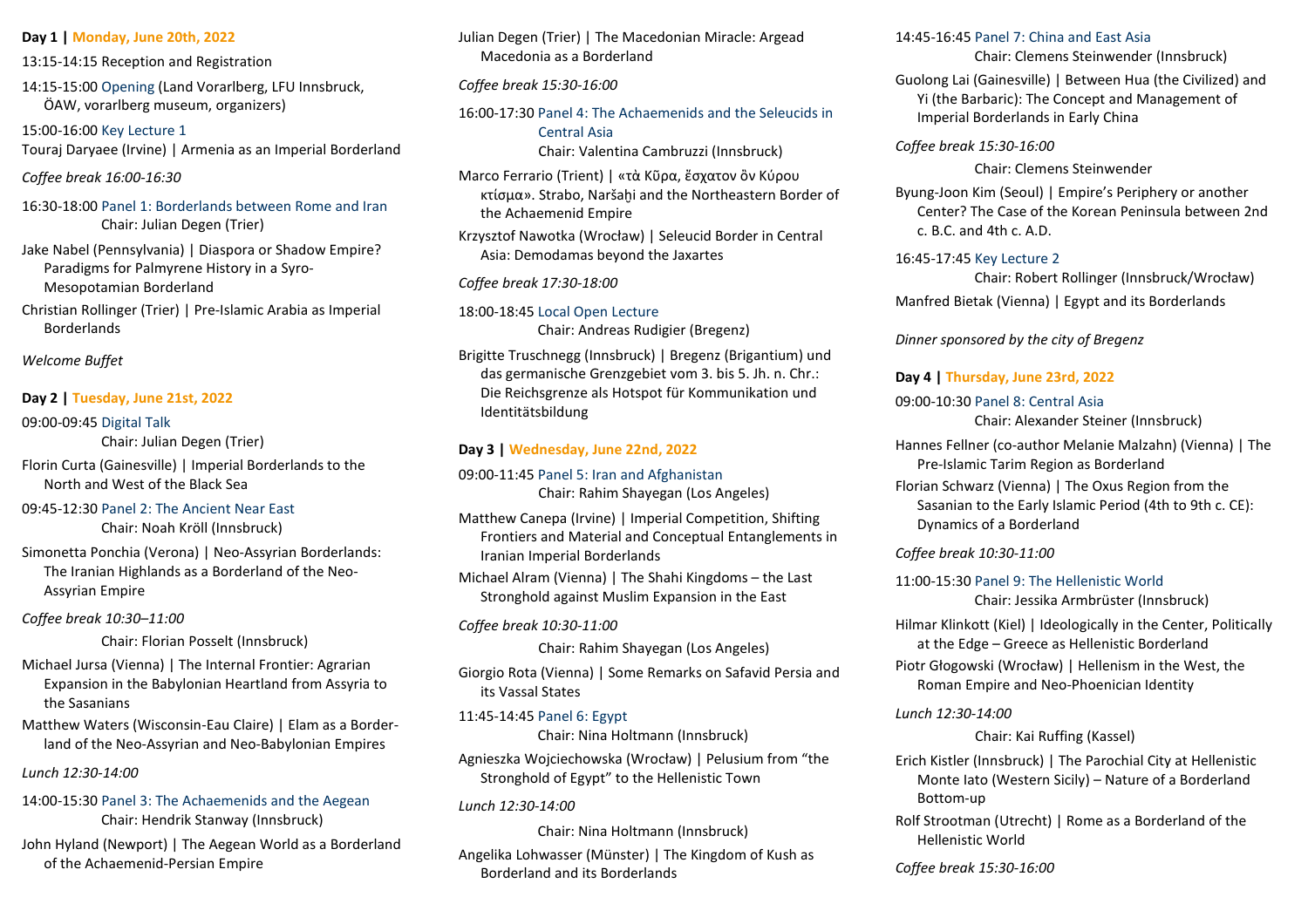**Day 1 | Monday, June 20th, 2022**

13:15-14:15 Reception and Registration

14:15-15:00 Opening (Land Vorarlberg, LFU Innsbruck, ÖAW, vorarlberg museum, organizers)

15:00-16:00 Key Lecture 1

Touraj Daryaee (Irvine) | Armenia as an Imperial Borderland

*Coffee break 16:00-16:30*

16:30-18:00 Panel 1: Borderlands between Rome and Iran
Chair: Julian Degen (Trier)

Jake Nabel (Pennsylvania) | Diaspora or Shadow Empire? Paradigms for Palmyrene History in a Syro-Mesopotamian Borderland

Christian Rollinger (Trier) | Pre-Islamic Arabia as Imperial Borderlands

*Welcome Buffet*

**Day 2 | Tuesday, June 21st, 2022**

09:00-09:45 Digital Talk
Chair: Julian Degen (Trier)

Florin Curta (Gainesville) | Imperial Borderlands to the North and West of the Black Sea

09:45-12:30 Panel 2: The Ancient Near East
Chair: Noah Kröll (Innsbruck)

Simonetta Ponchia (Verona) | Neo-Assyrian Borderlands: The Iranian Highlands as a Borderland of the Neo-Assyrian Empire

*Coffee break 10:30–11:00*

Chair: Florian Posselt (Innsbruck)

Michael Jursa (Vienna) | The Internal Frontier: Agrarian Expansion in the Babylonian Heartland from Assyria to the Sasanians

Matthew Waters (Wisconsin-Eau Claire) | Elam as a Border-land of the Neo-Assyrian and Neo-Babylonian Empires

*Lunch 12:30-14:00*

14:00-15:30 Panel 3: The Achaemenids and the Aegean
Chair: Hendrik Stanway (Innsbruck)

John Hyland (Newport) | The Aegean World as a Borderland of the Achaemenid-Persian Empire

Julian Degen (Trier) | The Macedonian Miracle: Argead Macedonia as a Borderland

*Coffee break 15:30-16:00*

16:00-17:30 Panel 4: The Achaemenids and the Seleucids in Central Asia
Chair: Valentina Cambruzzi (Innsbruck)

Marco Ferrario (Trient) | «τὰ Κῦρα, ἔσχατον ὂν Κύρου κτίσμα». Strabo, Naršaḫi and the Northeastern Border of the Achaemenid Empire

Krzysztof Nawotka (Wrocław) | Seleucid Border in Central Asia: Demodamas beyond the Jaxartes

*Coffee break 17:30-18:00*

18:00-18:45 Local Open Lecture
Chair: Andreas Rudigier (Bregenz)

Brigitte Truschnegg (Innsbruck) | Bregenz (Brigantium) und das germanische Grenzgebiet vom 3. bis 5. Jh. n. Chr.: Die Reichsgrenze als Hotspot für Kommunikation und Identitätsbildung

**Day 3 | Wednesday, June 22nd, 2022**

09:00-11:45 Panel 5: Iran and Afghanistan
Chair: Rahim Shayegan (Los Angeles)

Matthew Canepa (Irvine) | Imperial Competition, Shifting Frontiers and Material and Conceptual Entanglements in Iranian Imperial Borderlands

Michael Alram (Vienna) | The Shahi Kingdoms – the Last Stronghold against Muslim Expansion in the East

*Coffee break 10:30-11:00*

Chair: Rahim Shayegan (Los Angeles)

Giorgio Rota (Vienna) | Some Remarks on Safavid Persia and its Vassal States

11:45-14:45 Panel 6: Egypt
Chair: Nina Holtmann (Innsbruck)

Agnieszka Wojciechowska (Wrocław) | Pelusium from “the Stronghold of Egypt” to the Hellenistic Town

*Lunch 12:30-14:00*

Chair: Nina Holtmann (Innsbruck)

Angelika Lohwasser (Münster) | The Kingdom of Kush as Borderland and its Borderlands

14:45-16:45 Panel 7: China and East Asia
Chair: Clemens Steinwender (Innsbruck)

Guolong Lai (Gainesville) | Between Hua (the Civilized) and Yi (the Barbaric): The Concept and Management of Imperial Borderlands in Early China

*Coffee break 15:30-16:00*

Chair: Clemens Steinwender

Byung-Joon Kim (Seoul) | Empire’s Periphery or another Center? The Case of the Korean Peninsula between 2nd c. B.C. and 4th c. A.D.

16:45-17:45 Key Lecture 2
Chair: Robert Rollinger (Innsbruck/Wrocław)

Manfred Bietak (Vienna) | Egypt and its Borderlands

*Dinner sponsored by the city of Bregenz*

**Day 4 | Thursday, June 23rd, 2022**

09:00-10:30 Panel 8: Central Asia
Chair: Alexander Steiner (Innsbruck)

Hannes Fellner (co-author Melanie Malzahn) (Vienna) | The Pre-Islamic Tarim Region as Borderland

Florian Schwarz (Vienna) | The Oxus Region from the Sasanian to the Early Islamic Period (4th to 9th c. CE): Dynamics of a Borderland

*Coffee break 10:30-11:00*

11:00-15:30 Panel 9: The Hellenistic World
Chair: Jessika Armbrüster (Innsbruck)

Hilmar Klinkott (Kiel) | Ideologically in the Center, Politically at the Edge – Greece as Hellenistic Borderland

Piotr Głogowski (Wrocław) | Hellenism in the West, the Roman Empire and Neo-Phoenician Identity

*Lunch 12:30-14:00*

Chair: Kai Ruffing (Kassel)

Erich Kistler (Innsbruck) | The Parochial City at Hellenistic Monte Iato (Western Sicily) – Nature of a Borderland Bottom-up

Rolf Strootman (Utrecht) | Rome as a Borderland of the Hellenistic World

*Coffee break 15:30-16:00*